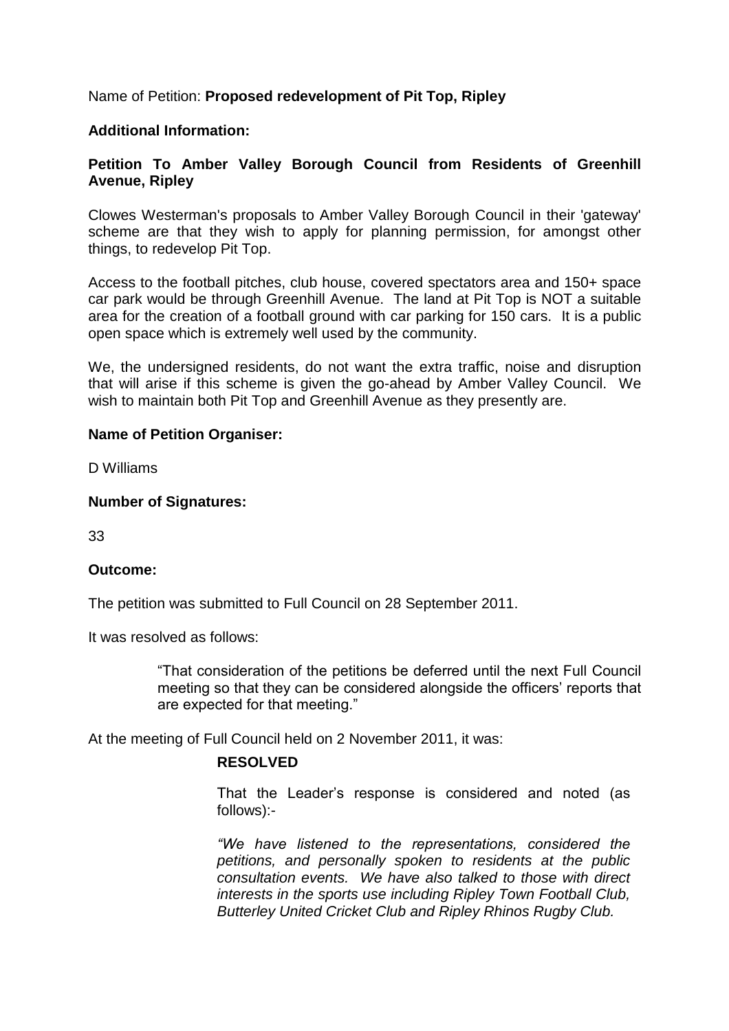Name of Petition: **Proposed redevelopment of Pit Top, Ripley**

**Additional Information:**

**Petition To Amber Valley Borough Council from Residents of Greenhill Avenue, Ripley**

Clowes Westerman's proposals to Amber Valley Borough Council in their 'gateway' scheme are that they wish to apply for planning permission, for amongst other things, to redevelop Pit Top.

Access to the football pitches, club house, covered spectators area and 150+ space car park would be through Greenhill Avenue. The land at Pit Top is NOT a suitable area for the creation of a football ground with car parking for 150 cars. It is a public open space which is extremely well used by the community.

We, the undersigned residents, do not want the extra traffic, noise and disruption that will arise if this scheme is given the go-ahead by Amber Valley Council. We wish to maintain both Pit Top and Greenhill Avenue as they presently are.

**Name of Petition Organiser:**

D Williams

**Number of Signatures:**

33

**Outcome:**

The petition was submitted to Full Council on 28 September 2011.

It was resolved as follows:

> "That consideration of the petitions be deferred until the next Full Council meeting so that they can be considered alongside the officers' reports that are expected for that meeting."

At the meeting of Full Council held on 2 November 2011, it was:

> **RESOLVED**
>
> That the Leader's response is considered and noted (as follows):-
>
> *"We have listened to the representations, considered the petitions, and personally spoken to residents at the public consultation events. We have also talked to those with direct interests in the sports use including Ripley Town Football Club, Butterley United Cricket Club and Ripley Rhinos Rugby Club.*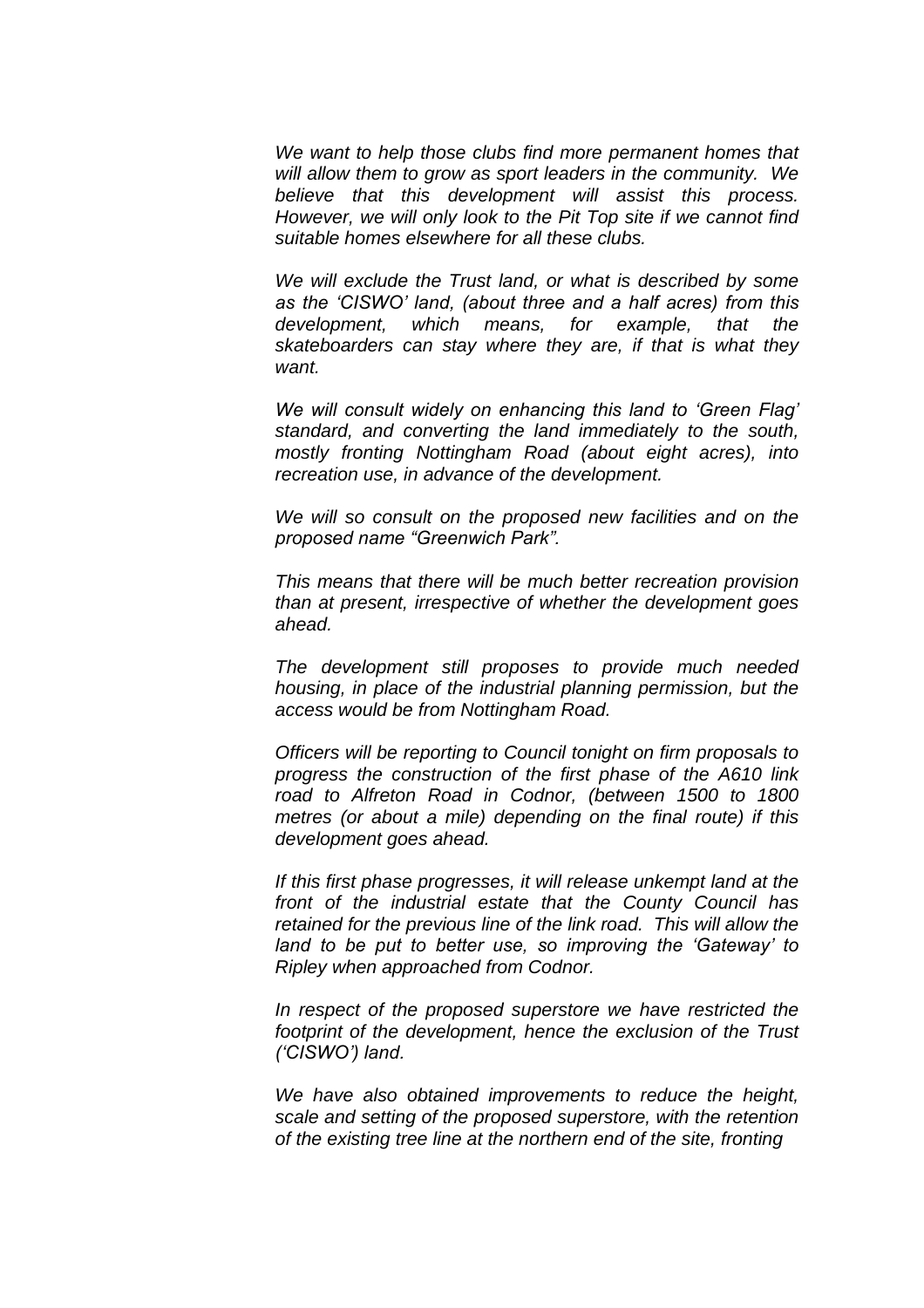*We want to help those clubs find more permanent homes that will allow them to grow as sport leaders in the community. We believe that this development will assist this process. However, we will only look to the Pit Top site if we cannot find suitable homes elsewhere for all these clubs.*

*We will exclude the Trust land, or what is described by some as the 'CISWO' land, (about three and a half acres) from this development, which means, for example, that the skateboarders can stay where they are, if that is what they want.*

*We will consult widely on enhancing this land to 'Green Flag' standard, and converting the land immediately to the south, mostly fronting Nottingham Road (about eight acres), into recreation use, in advance of the development.*

*We will so consult on the proposed new facilities and on the proposed name "Greenwich Park".*

*This means that there will be much better recreation provision than at present, irrespective of whether the development goes ahead.*

*The development still proposes to provide much needed housing, in place of the industrial planning permission, but the access would be from Nottingham Road.*

*Officers will be reporting to Council tonight on firm proposals to progress the construction of the first phase of the A610 link road to Alfreton Road in Codnor, (between 1500 to 1800 metres (or about a mile) depending on the final route) if this development goes ahead.*

*If this first phase progresses, it will release unkempt land at the front of the industrial estate that the County Council has retained for the previous line of the link road. This will allow the land to be put to better use, so improving the 'Gateway' to Ripley when approached from Codnor.*

*In respect of the proposed superstore we have restricted the footprint of the development, hence the exclusion of the Trust ('CISWO') land.*

*We have also obtained improvements to reduce the height, scale and setting of the proposed superstore, with the retention of the existing tree line at the northern end of the site, fronting*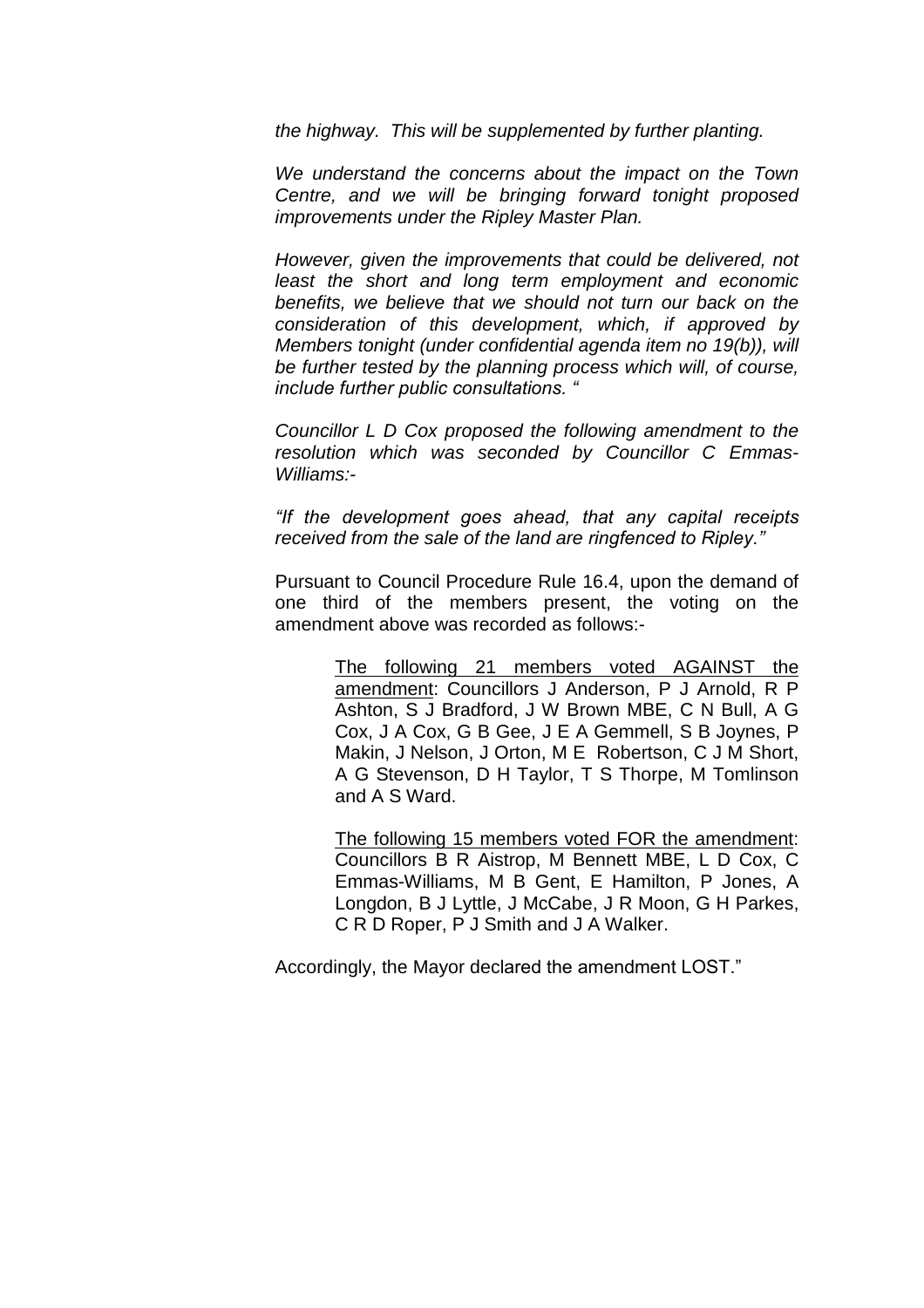*the highway. This will be supplemented by further planting.*

*We understand the concerns about the impact on the Town Centre, and we will be bringing forward tonight proposed improvements under the Ripley Master Plan.*

*However, given the improvements that could be delivered, not least the short and long term employment and economic benefits, we believe that we should not turn our back on the consideration of this development, which, if approved by Members tonight (under confidential agenda item no 19(b)), will be further tested by the planning process which will, of course, include further public consultations. "*

*Councillor L D Cox proposed the following amendment to the resolution which was seconded by Councillor C Emmas-Williams:-*

*"If the development goes ahead, that any capital receipts received from the sale of the land are ringfenced to Ripley."*

Pursuant to Council Procedure Rule 16.4, upon the demand of one third of the members present, the voting on the amendment above was recorded as follows:-

> The following 21 members voted AGAINST the amendment: Councillors J Anderson, P J Arnold, R P Ashton, S J Bradford, J W Brown MBE, C N Bull, A G Cox, J A Cox, G B Gee, J E A Gemmell, S B Joynes, P Makin, J Nelson, J Orton, M E Robertson, C J M Short, A G Stevenson, D H Taylor, T S Thorpe, M Tomlinson and A S Ward.
>
> The following 15 members voted FOR the amendment: Councillors B R Aistrop, M Bennett MBE, L D Cox, C Emmas-Williams, M B Gent, E Hamilton, P Jones, A Longdon, B J Lyttle, J McCabe, J R Moon, G H Parkes, C R D Roper, P J Smith and J A Walker.

Accordingly, the Mayor declared the amendment LOST."